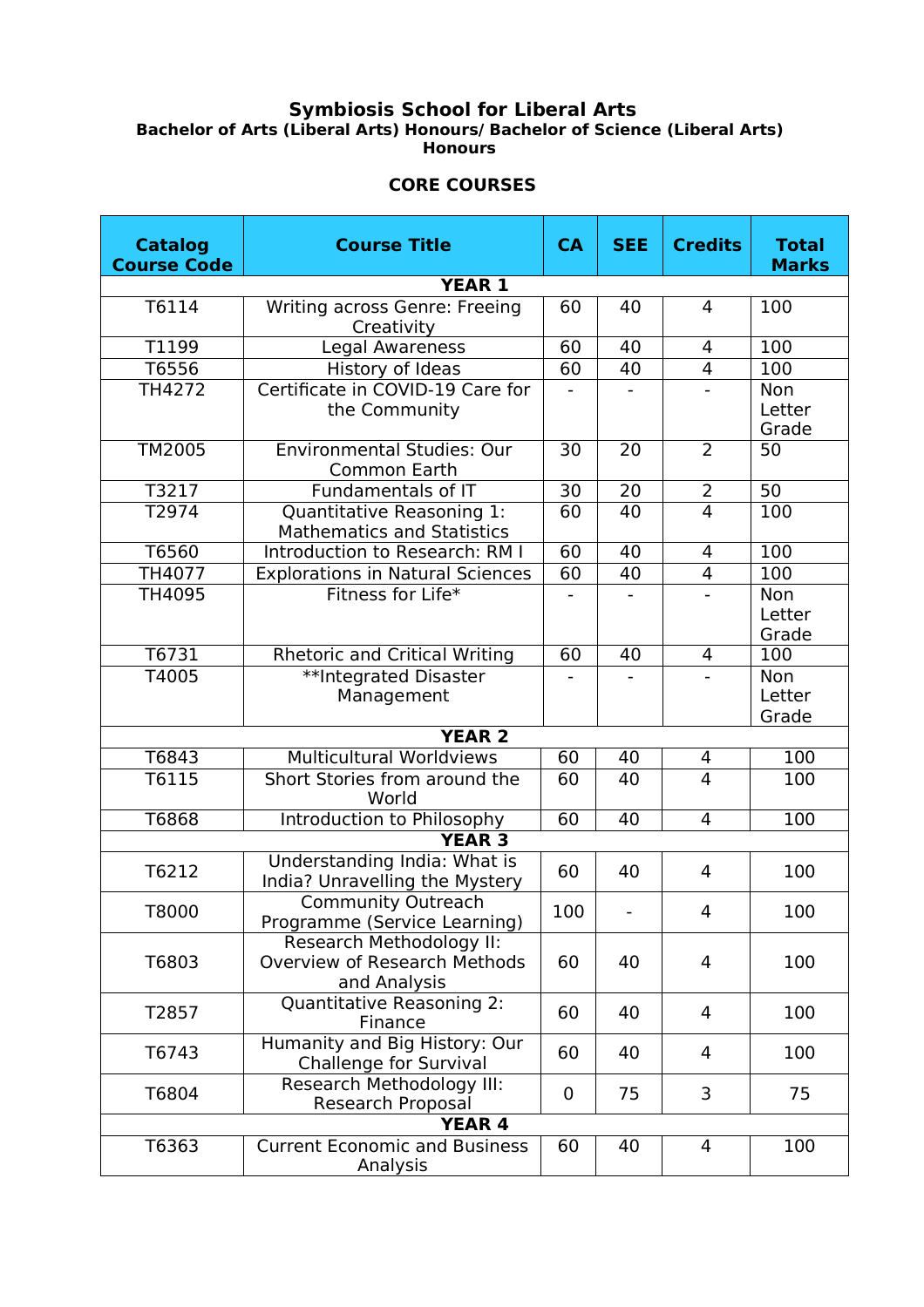# Symbiosis School for Liberal Arts

### Bachelor of Arts (Liberal Arts) Honours/ Bachelor of Science (Liberal Arts) Honours

### CORE COURSES

| Catalog Course Code | Course Title | CA | SEE | Credits | Total Marks |
|---|---|---|---|---|---|
| **YEAR 1** | | | | | |
| T6114 | Writing across Genre: Freeing Creativity | 60 | 40 | 4 | 100 |
| T1199 | Legal Awareness | 60 | 40 | 4 | 100 |
| T6556 | History of Ideas | 60 | 40 | 4 | 100 |
| TH4272 | Certificate in COVID-19 Care for the Community | - | - | - | Non Letter Grade |
| TM2005 | Environmental Studies: Our Common Earth | 30 | 20 | 2 | 50 |
| T3217 | Fundamentals of IT | 30 | 20 | 2 | 50 |
| T2974 | Quantitative Reasoning 1: Mathematics and Statistics | 60 | 40 | 4 | 100 |
| T6560 | Introduction to Research: RM I | 60 | 40 | 4 | 100 |
| TH4077 | Explorations in Natural Sciences | 60 | 40 | 4 | 100 |
| TH4095 | Fitness for Life* | - | - | - | Non Letter Grade |
| T6731 | Rhetoric and Critical Writing | 60 | 40 | 4 | 100 |
| T4005 | **Integrated Disaster Management | - | - | - | Non Letter Grade |
| **YEAR 2** | | | | | |
| T6843 | Multicultural Worldviews | 60 | 40 | 4 | 100 |
| T6115 | Short Stories from around the World | 60 | 40 | 4 | 100 |
| T6868 | Introduction to Philosophy | 60 | 40 | 4 | 100 |
| **YEAR 3** | | | | | |
| T6212 | Understanding India: What is India? Unravelling the Mystery | 60 | 40 | 4 | 100 |
| T8000 | Community Outreach Programme (Service Learning) | 100 | - | 4 | 100 |
| T6803 | Research Methodology II: Overview of Research Methods and Analysis | 60 | 40 | 4 | 100 |
| T2857 | Quantitative Reasoning 2: Finance | 60 | 40 | 4 | 100 |
| T6743 | Humanity and Big History: Our Challenge for Survival | 60 | 40 | 4 | 100 |
| T6804 | Research Methodology III: Research Proposal | 0 | 75 | 3 | 75 |
| **YEAR 4** | | | | | |
| T6363 | Current Economic and Business Analysis | 60 | 40 | 4 | 100 |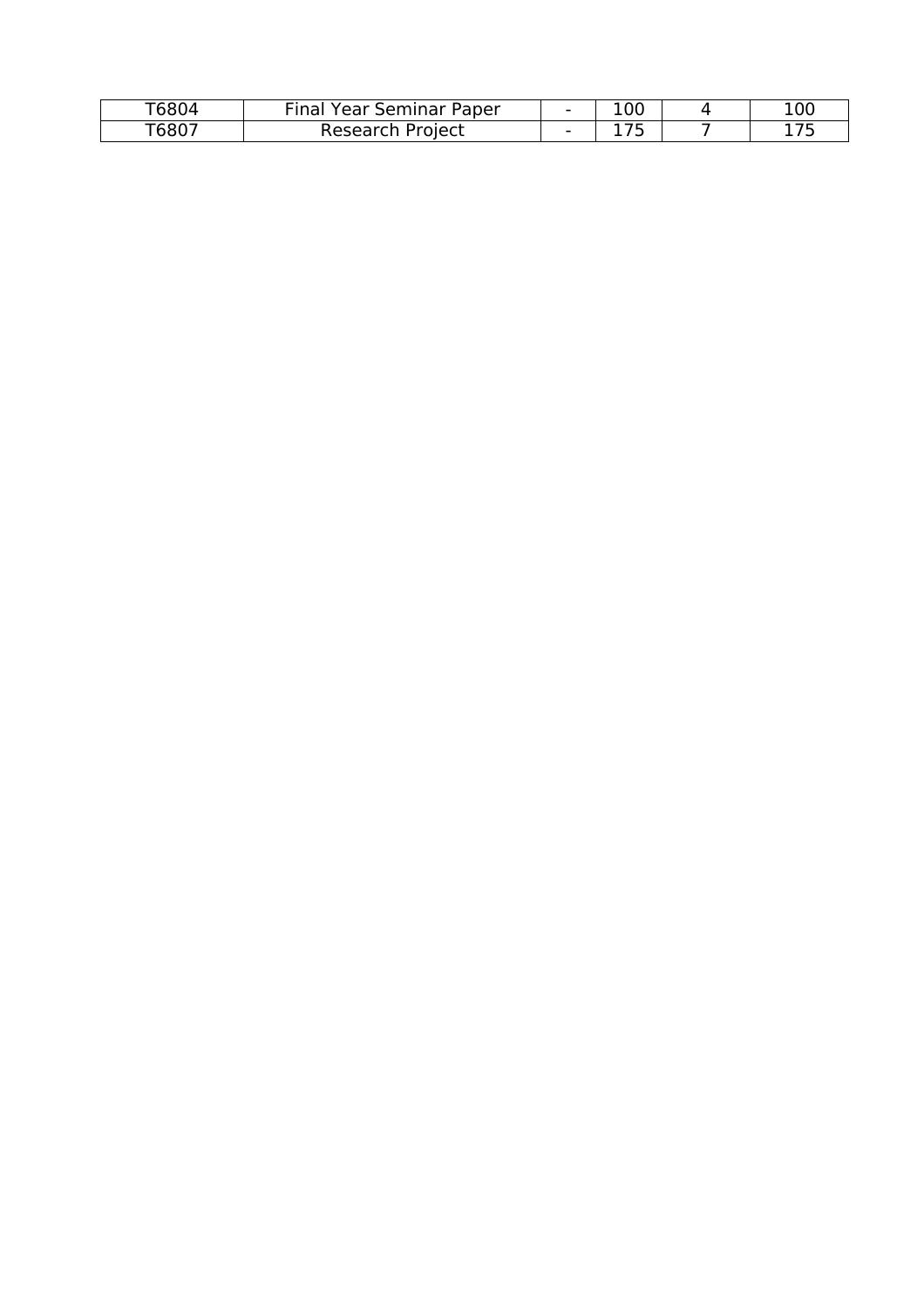| | | | | | |
|---|---|---|---|---|---|
| T6804 | Final Year Seminar Paper | - | 100 | 4 | 100 |
| T6807 | Research Project | - | 175 | 7 | 175 |